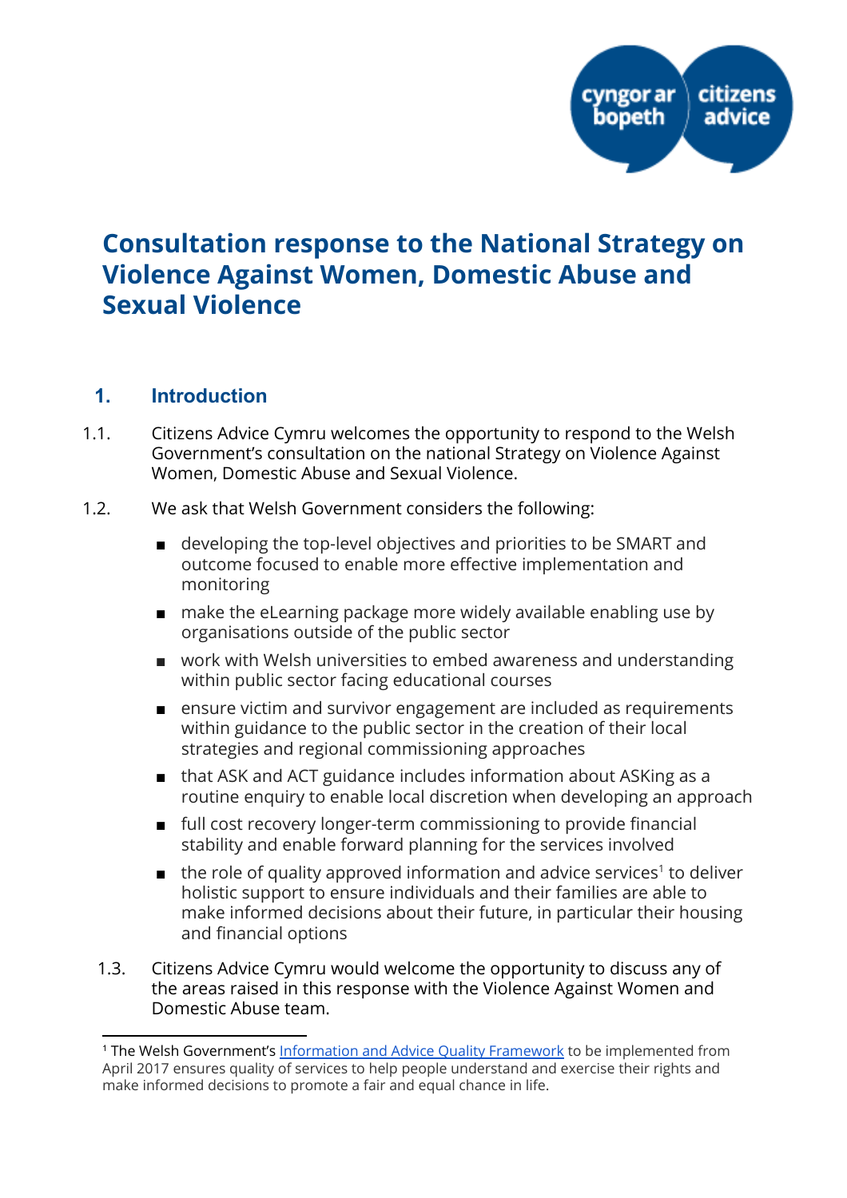# Consultation response to the National Strategy on Violence Against Women, Domestic Abuse and Sexual Violence

## 1. Introduction

1.1. Citizens Advice Cymru welcomes the opportunity to respond to the Welsh Government's consultation on the national Strategy on Violence Against Women, Domestic Abuse and Sexual Violence.

1.2. We ask that Welsh Government considers the following:

- developing the top-level objectives and priorities to be SMART and outcome focused to enable more effective implementation and monitoring
- make the eLearning package more widely available enabling use by organisations outside of the public sector
- work with Welsh universities to embed awareness and understanding within public sector facing educational courses
- ensure victim and survivor engagement are included as requirements within guidance to the public sector in the creation of their local strategies and regional commissioning approaches
- that ASK and ACT guidance includes information about ASKing as a routine enquiry to enable local discretion when developing an approach
- full cost recovery longer-term commissioning to provide financial stability and enable forward planning for the services involved
- the role of quality approved information and advice services[1] to deliver holistic support to ensure individuals and their families are able to make informed decisions about their future, in particular their housing and financial options

1.3. Citizens Advice Cymru would welcome the opportunity to discuss any of the areas raised in this response with the Violence Against Women and Domestic Abuse team.

---

[1] The Welsh Government's Information and Advice Quality Framework to be implemented from April 2017 ensures quality of services to help people understand and exercise their rights and make informed decisions to promote a fair and equal chance in life.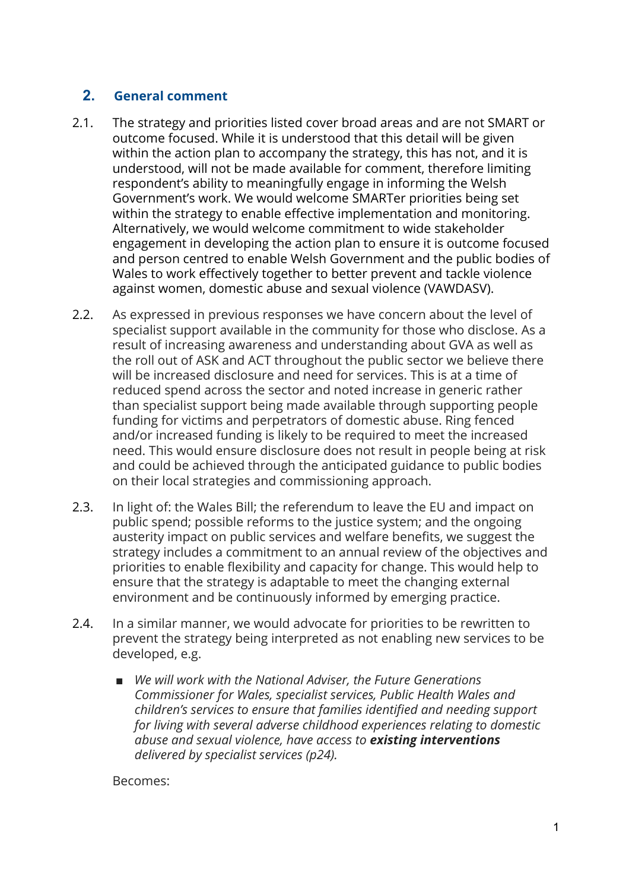## 2. General comment

2.1. The strategy and priorities listed cover broad areas and are not SMART or outcome focused. While it is understood that this detail will be given within the action plan to accompany the strategy, this has not, and it is understood, will not be made available for comment, therefore limiting respondent's ability to meaningfully engage in informing the Welsh Government's work. We would welcome SMARTer priorities being set within the strategy to enable effective implementation and monitoring. Alternatively, we would welcome commitment to wide stakeholder engagement in developing the action plan to ensure it is outcome focused and person centred to enable Welsh Government and the public bodies of Wales to work effectively together to better prevent and tackle violence against women, domestic abuse and sexual violence (VAWDASV).

2.2. As expressed in previous responses we have concern about the level of specialist support available in the community for those who disclose. As a result of increasing awareness and understanding about GVA as well as the roll out of ASK and ACT throughout the public sector we believe there will be increased disclosure and need for services. This is at a time of reduced spend across the sector and noted increase in generic rather than specialist support being made available through supporting people funding for victims and perpetrators of domestic abuse. Ring fenced and/or increased funding is likely to be required to meet the increased need. This would ensure disclosure does not result in people being at risk and could be achieved through the anticipated guidance to public bodies on their local strategies and commissioning approach.

2.3. In light of: the Wales Bill; the referendum to leave the EU and impact on public spend; possible reforms to the justice system; and the ongoing austerity impact on public services and welfare benefits, we suggest the strategy includes a commitment to an annual review of the objectives and priorities to enable flexibility and capacity for change. This would help to ensure that the strategy is adaptable to meet the changing external environment and be continuously informed by emerging practice.

2.4. In a similar manner, we would advocate for priorities to be rewritten to prevent the strategy being interpreted as not enabling new services to be developed, e.g.

- *We will work with the National Adviser, the Future Generations Commissioner for Wales, specialist services, Public Health Wales and children's services to ensure that families identified and needing support for living with several adverse childhood experiences relating to domestic abuse and sexual violence, have access to* ***existing interventions*** *delivered by specialist services (p24).*

Becomes: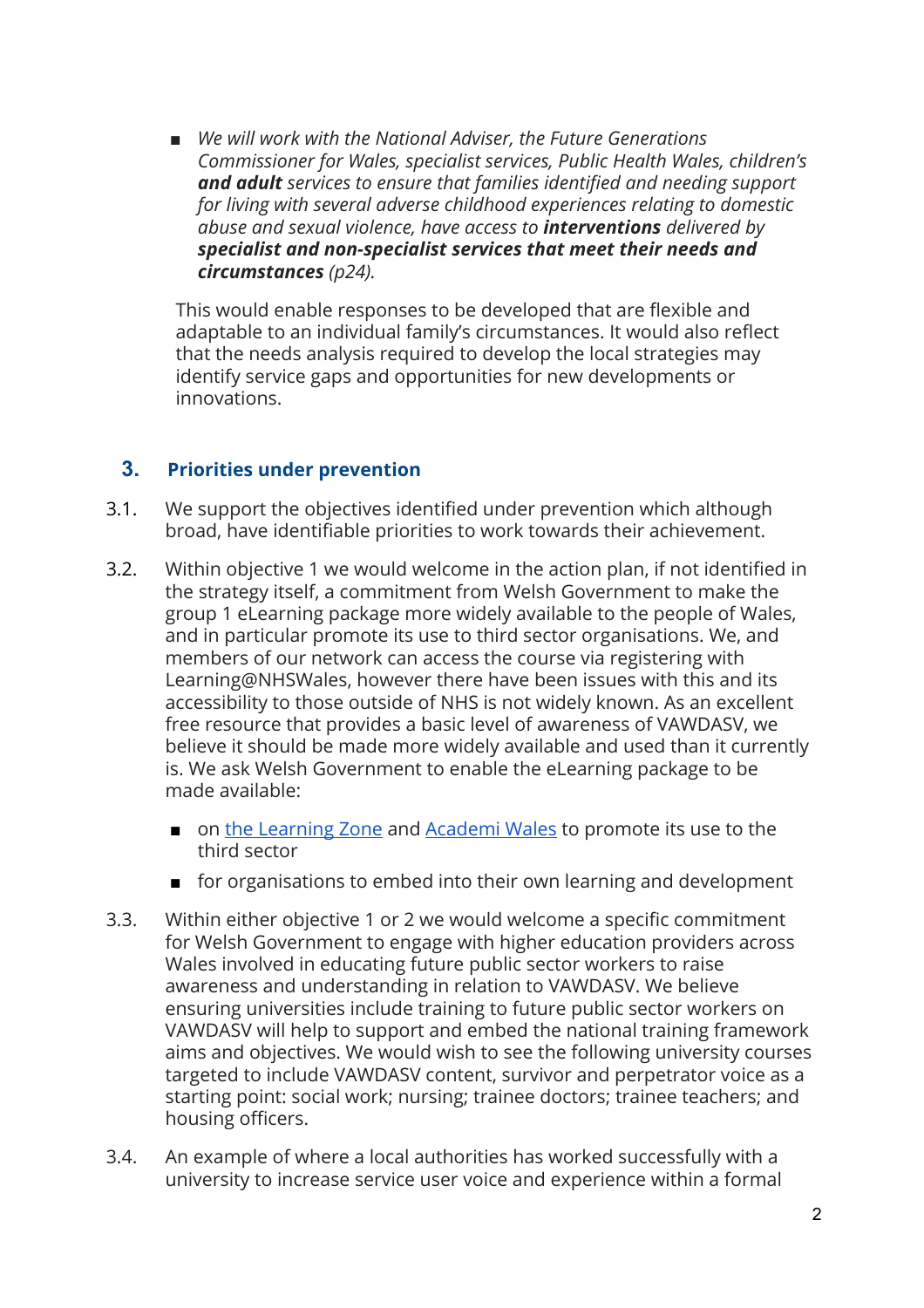- *We will work with the National Adviser, the Future Generations Commissioner for Wales, specialist services, Public Health Wales, children's* ***and adult*** *services to ensure that families identified and needing support for living with several adverse childhood experiences relating to domestic abuse and sexual violence, have access to* ***interventions*** *delivered by* ***specialist and non-specialist services that meet their needs and circumstances*** *(p24).*

This would enable responses to be developed that are flexible and adaptable to an individual family's circumstances. It would also reflect that the needs analysis required to develop the local strategies may identify service gaps and opportunities for new developments or innovations.

## 3. Priorities under prevention

3.1. We support the objectives identified under prevention which although broad, have identifiable priorities to work towards their achievement.

3.2. Within objective 1 we would welcome in the action plan, if not identified in the strategy itself, a commitment from Welsh Government to make the group 1 eLearning package more widely available to the people of Wales, and in particular promote its use to third sector organisations. We, and members of our network can access the course via registering with Learning@NHSWales, however there have been issues with this and its accessibility to those outside of NHS is not widely known. As an excellent free resource that provides a basic level of awareness of VAWDASV, we believe it should be made more widely available and used than it currently is. We ask Welsh Government to enable the eLearning package to be made available:

- on the Learning Zone and Academi Wales to promote its use to the third sector
- for organisations to embed into their own learning and development

3.3. Within either objective 1 or 2 we would welcome a specific commitment for Welsh Government to engage with higher education providers across Wales involved in educating future public sector workers to raise awareness and understanding in relation to VAWDASV. We believe ensuring universities include training to future public sector workers on VAWDASV will help to support and embed the national training framework aims and objectives. We would wish to see the following university courses targeted to include VAWDASV content, survivor and perpetrator voice as a starting point: social work; nursing; trainee doctors; trainee teachers; and housing officers.

3.4. An example of where a local authorities has worked successfully with a university to increase service user voice and experience within a formal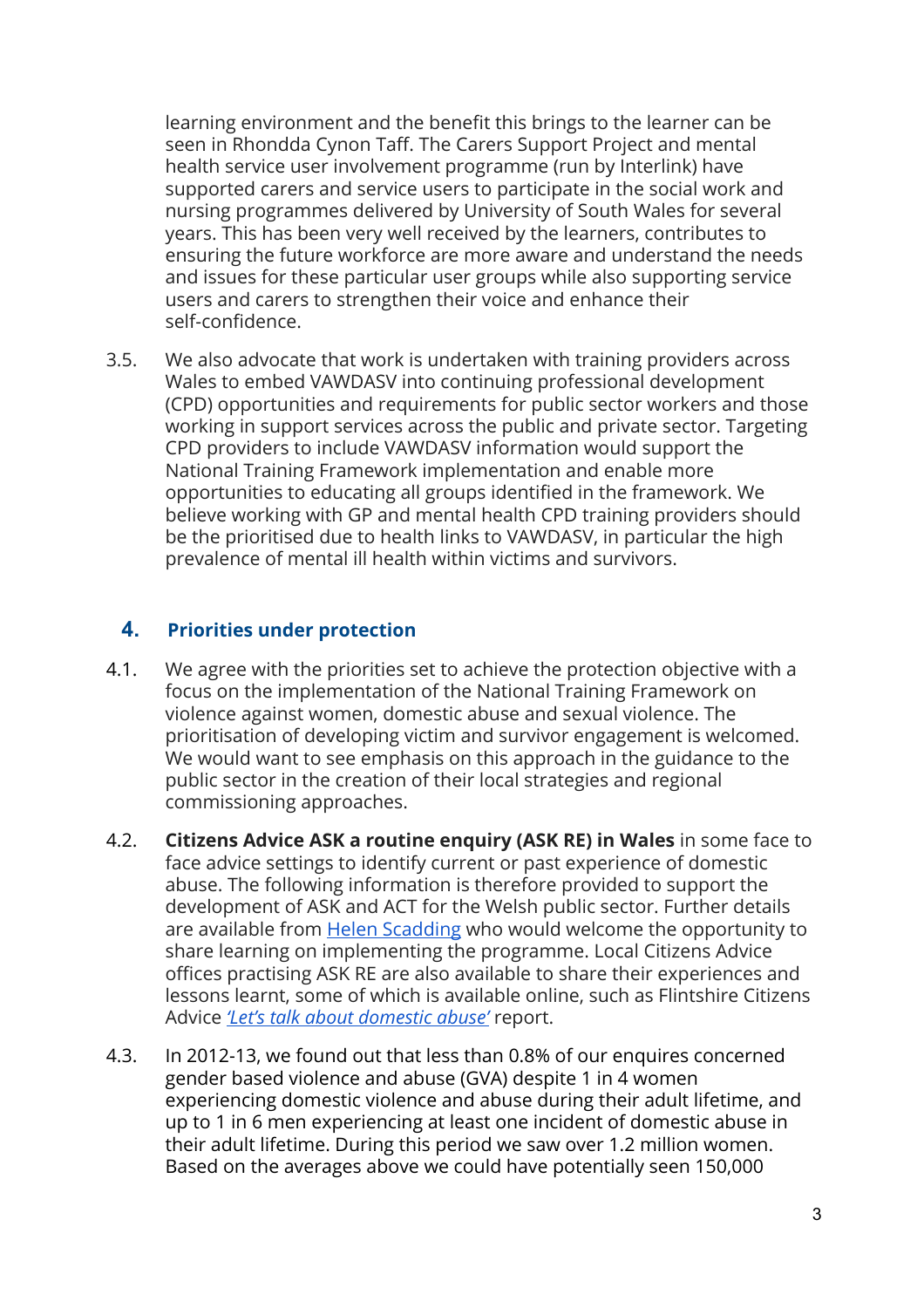learning environment and the benefit this brings to the learner can be seen in Rhondda Cynon Taff. The Carers Support Project and mental health service user involvement programme (run by Interlink) have supported carers and service users to participate in the social work and nursing programmes delivered by University of South Wales for several years. This has been very well received by the learners, contributes to ensuring the future workforce are more aware and understand the needs and issues for these particular user groups while also supporting service users and carers to strengthen their voice and enhance their self-confidence.

3.5. We also advocate that work is undertaken with training providers across Wales to embed VAWDASV into continuing professional development (CPD) opportunities and requirements for public sector workers and those working in support services across the public and private sector. Targeting CPD providers to include VAWDASV information would support the National Training Framework implementation and enable more opportunities to educating all groups identified in the framework. We believe working with GP and mental health CPD training providers should be the prioritised due to health links to VAWDASV, in particular the high prevalence of mental ill health within victims and survivors.

## 4. Priorities under protection

4.1. We agree with the priorities set to achieve the protection objective with a focus on the implementation of the National Training Framework on violence against women, domestic abuse and sexual violence. The prioritisation of developing victim and survivor engagement is welcomed. We would want to see emphasis on this approach in the guidance to the public sector in the creation of their local strategies and regional commissioning approaches.

4.2. **Citizens Advice ASK a routine enquiry (ASK RE) in Wales** in some face to face advice settings to identify current or past experience of domestic abuse. The following information is therefore provided to support the development of ASK and ACT for the Welsh public sector. Further details are available from Helen Scadding who would welcome the opportunity to share learning on implementing the programme. Local Citizens Advice offices practising ASK RE are also available to share their experiences and lessons learnt, some of which is available online, such as Flintshire Citizens Advice *'Let's talk about domestic abuse'* report.

4.3. In 2012-13, we found out that less than 0.8% of our enquires concerned gender based violence and abuse (GVA) despite 1 in 4 women experiencing domestic violence and abuse during their adult lifetime, and up to 1 in 6 men experiencing at least one incident of domestic abuse in their adult lifetime. During this period we saw over 1.2 million women. Based on the averages above we could have potentially seen 150,000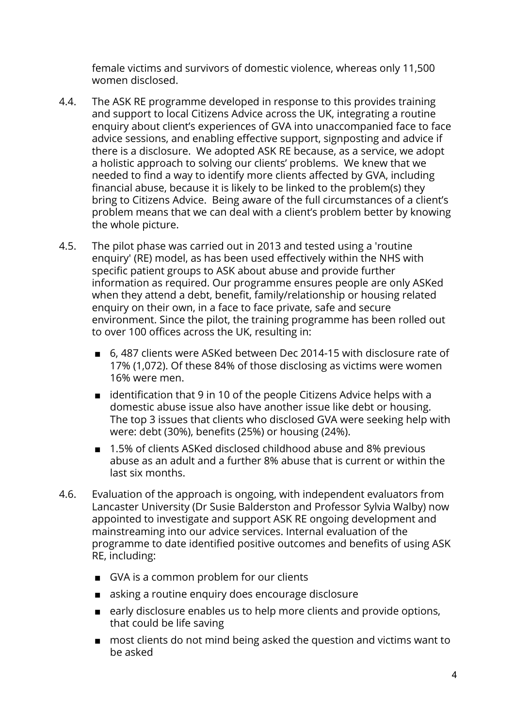female victims and survivors of domestic violence, whereas only 11,500 women disclosed.

4.4. The ASK RE programme developed in response to this provides training and support to local Citizens Advice across the UK, integrating a routine enquiry about client's experiences of GVA into unaccompanied face to face advice sessions, and enabling effective support, signposting and advice if there is a disclosure. We adopted ASK RE because, as a service, we adopt a holistic approach to solving our clients' problems. We knew that we needed to find a way to identify more clients affected by GVA, including financial abuse, because it is likely to be linked to the problem(s) they bring to Citizens Advice. Being aware of the full circumstances of a client's problem means that we can deal with a client's problem better by knowing the whole picture.

4.5. The pilot phase was carried out in 2013 and tested using a 'routine enquiry' (RE) model, as has been used effectively within the NHS with specific patient groups to ASK about abuse and provide further information as required. Our programme ensures people are only ASKed when they attend a debt, benefit, family/relationship or housing related enquiry on their own, in a face to face private, safe and secure environment. Since the pilot, the training programme has been rolled out to over 100 offices across the UK, resulting in:

- 6, 487 clients were ASKed between Dec 2014-15 with disclosure rate of 17% (1,072). Of these 84% of those disclosing as victims were women 16% were men.
- identification that 9 in 10 of the people Citizens Advice helps with a domestic abuse issue also have another issue like debt or housing. The top 3 issues that clients who disclosed GVA were seeking help with were: debt (30%), benefits (25%) or housing (24%).
- 1.5% of clients ASKed disclosed childhood abuse and 8% previous abuse as an adult and a further 8% abuse that is current or within the last six months.

4.6. Evaluation of the approach is ongoing, with independent evaluators from Lancaster University (Dr Susie Balderston and Professor Sylvia Walby) now appointed to investigate and support ASK RE ongoing development and mainstreaming into our advice services. Internal evaluation of the programme to date identified positive outcomes and benefits of using ASK RE, including:

- GVA is a common problem for our clients
- asking a routine enquiry does encourage disclosure
- early disclosure enables us to help more clients and provide options, that could be life saving
- most clients do not mind being asked the question and victims want to be asked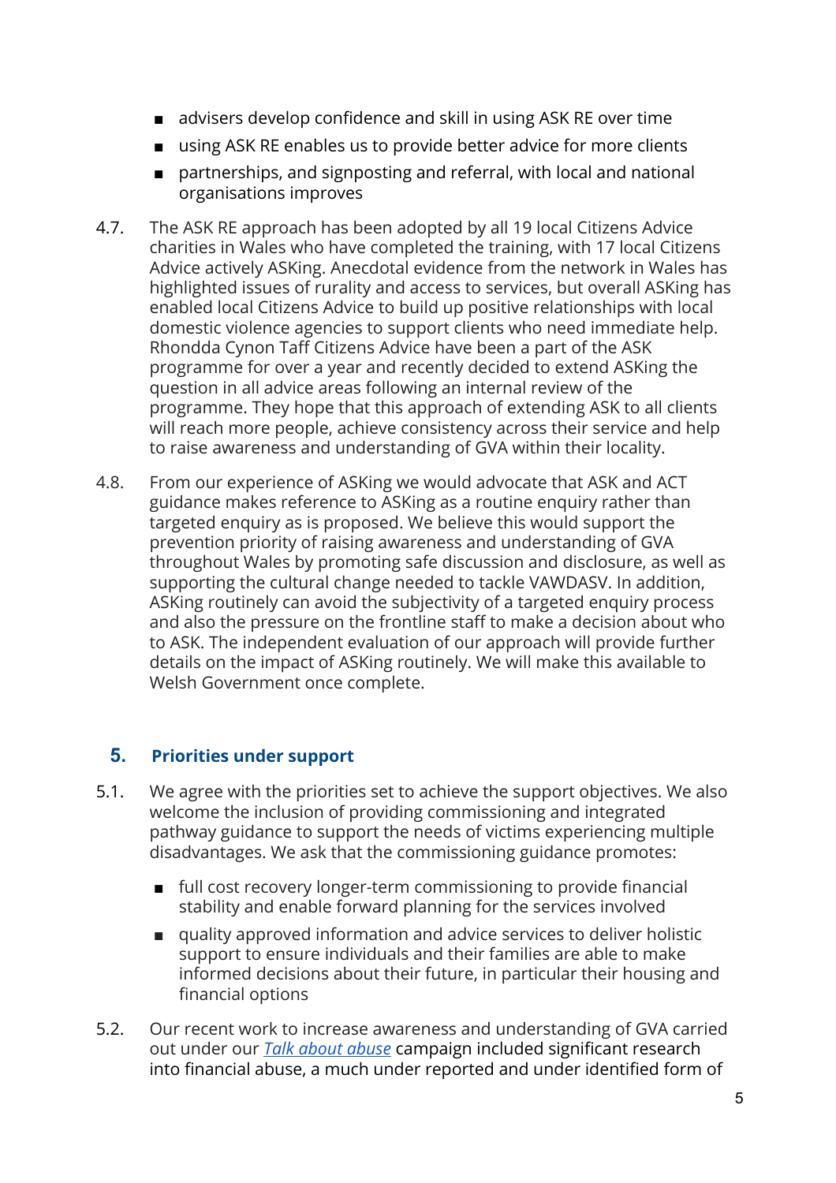- advisers develop confidence and skill in using ASK RE over time
- using ASK RE enables us to provide better advice for more clients
- partnerships, and signposting and referral, with local and national organisations improves

4.7. The ASK RE approach has been adopted by all 19 local Citizens Advice charities in Wales who have completed the training, with 17 local Citizens Advice actively ASKing. Anecdotal evidence from the network in Wales has highlighted issues of rurality and access to services, but overall ASKing has enabled local Citizens Advice to build up positive relationships with local domestic violence agencies to support clients who need immediate help. Rhondda Cynon Taff Citizens Advice have been a part of the ASK programme for over a year and recently decided to extend ASKing the question in all advice areas following an internal review of the programme. They hope that this approach of extending ASK to all clients will reach more people, achieve consistency across their service and help to raise awareness and understanding of GVA within their locality.

4.8. From our experience of ASKing we would advocate that ASK and ACT guidance makes reference to ASKing as a routine enquiry rather than targeted enquiry as is proposed. We believe this would support the prevention priority of raising awareness and understanding of GVA throughout Wales by promoting safe discussion and disclosure, as well as supporting the cultural change needed to tackle VAWDASV. In addition, ASKing routinely can avoid the subjectivity of a targeted enquiry process and also the pressure on the frontline staff to make a decision about who to ASK. The independent evaluation of our approach will provide further details on the impact of ASKing routinely. We will make this available to Welsh Government once complete.

## 5. Priorities under support

5.1. We agree with the priorities set to achieve the support objectives. We also welcome the inclusion of providing commissioning and integrated pathway guidance to support the needs of victims experiencing multiple disadvantages. We ask that the commissioning guidance promotes:

- full cost recovery longer-term commissioning to provide financial stability and enable forward planning for the services involved
- quality approved information and advice services to deliver holistic support to ensure individuals and their families are able to make informed decisions about their future, in particular their housing and financial options

5.2. Our recent work to increase awareness and understanding of GVA carried out under our *Talk about abuse* campaign included significant research into financial abuse, a much under reported and under identified form of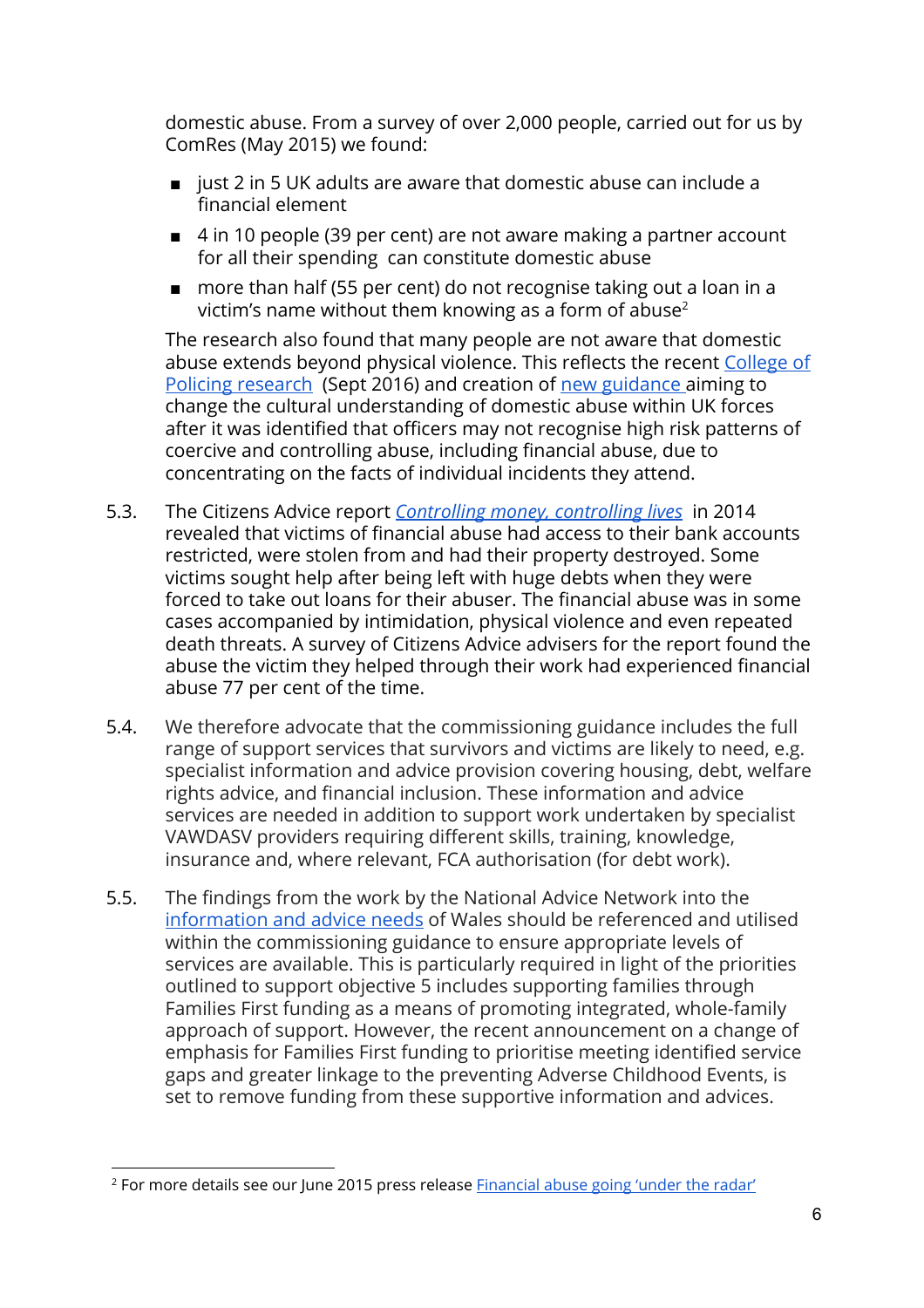domestic abuse. From a survey of over 2,000 people, carried out for us by ComRes (May 2015) we found:

- just 2 in 5 UK adults are aware that domestic abuse can include a financial element
- 4 in 10 people (39 per cent) are not aware making a partner account for all their spending can constitute domestic abuse
- more than half (55 per cent) do not recognise taking out a loan in a victim's name without them knowing as a form of abuse[2]

The research also found that many people are not aware that domestic abuse extends beyond physical violence. This reflects the recent College of Policing research (Sept 2016) and creation of new guidance aiming to change the cultural understanding of domestic abuse within UK forces after it was identified that officers may not recognise high risk patterns of coercive and controlling abuse, including financial abuse, due to concentrating on the facts of individual incidents they attend.

5.3. The Citizens Advice report *Controlling money, controlling lives* in 2014 revealed that victims of financial abuse had access to their bank accounts restricted, were stolen from and had their property destroyed. Some victims sought help after being left with huge debts when they were forced to take out loans for their abuser. The financial abuse was in some cases accompanied by intimidation, physical violence and even repeated death threats. A survey of Citizens Advice advisers for the report found the abuse the victim they helped through their work had experienced financial abuse 77 per cent of the time.

5.4. We therefore advocate that the commissioning guidance includes the full range of support services that survivors and victims are likely to need, e.g. specialist information and advice provision covering housing, debt, welfare rights advice, and financial inclusion. These information and advice services are needed in addition to support work undertaken by specialist VAWDASV providers requiring different skills, training, knowledge, insurance and, where relevant, FCA authorisation (for debt work).

5.5. The findings from the work by the National Advice Network into the information and advice needs of Wales should be referenced and utilised within the commissioning guidance to ensure appropriate levels of services are available. This is particularly required in light of the priorities outlined to support objective 5 includes supporting families through Families First funding as a means of promoting integrated, whole-family approach of support. However, the recent announcement on a change of emphasis for Families First funding to prioritise meeting identified service gaps and greater linkage to the preventing Adverse Childhood Events, is set to remove funding from these supportive information and advices.

---

[2] For more details see our June 2015 press release Financial abuse going 'under the radar'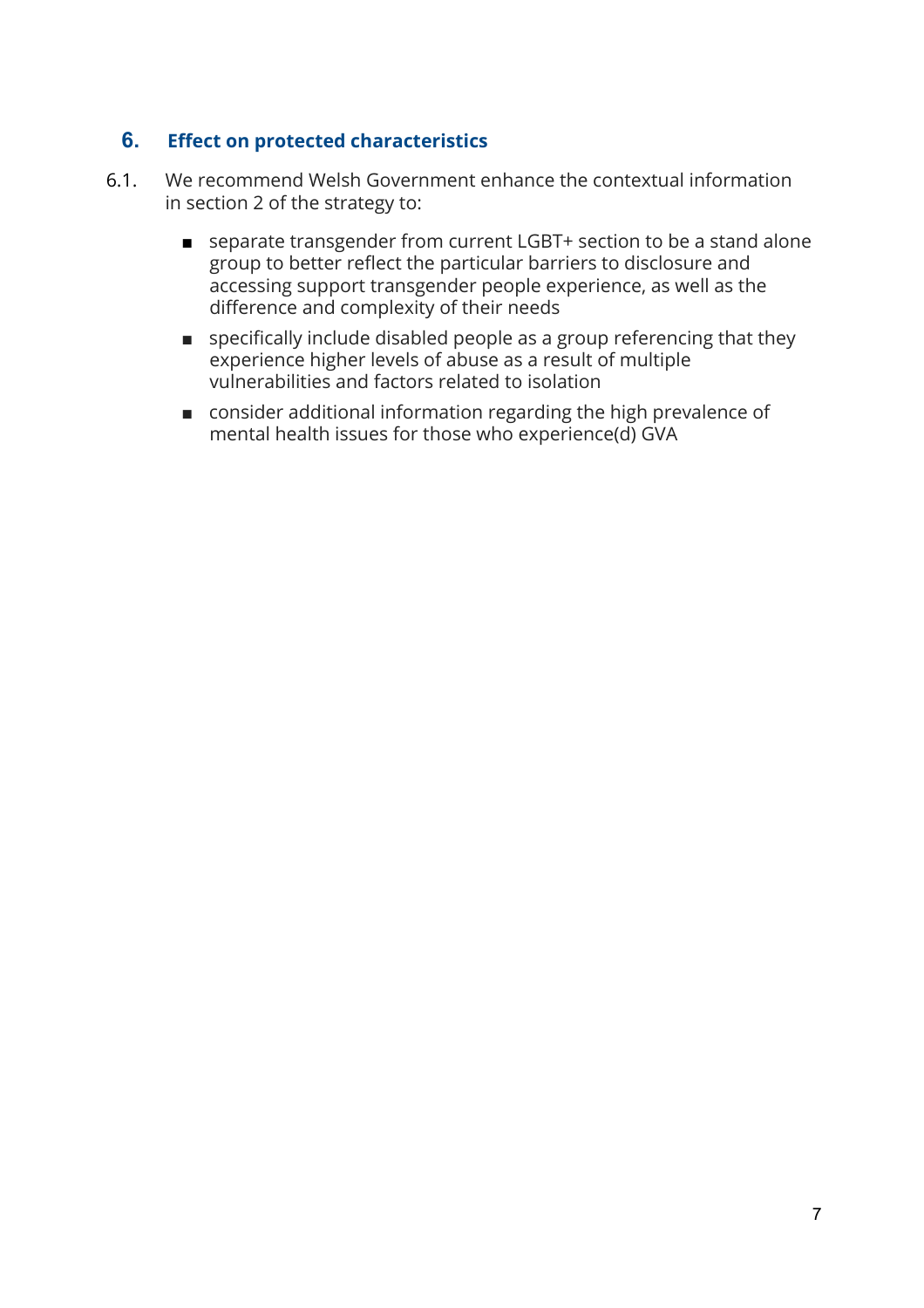## 6. Effect on protected characteristics

6.1. We recommend Welsh Government enhance the contextual information in section 2 of the strategy to:

- separate transgender from current LGBT+ section to be a stand alone group to better reflect the particular barriers to disclosure and accessing support transgender people experience, as well as the difference and complexity of their needs
- specifically include disabled people as a group referencing that they experience higher levels of abuse as a result of multiple vulnerabilities and factors related to isolation
- consider additional information regarding the high prevalence of mental health issues for those who experience(d) GVA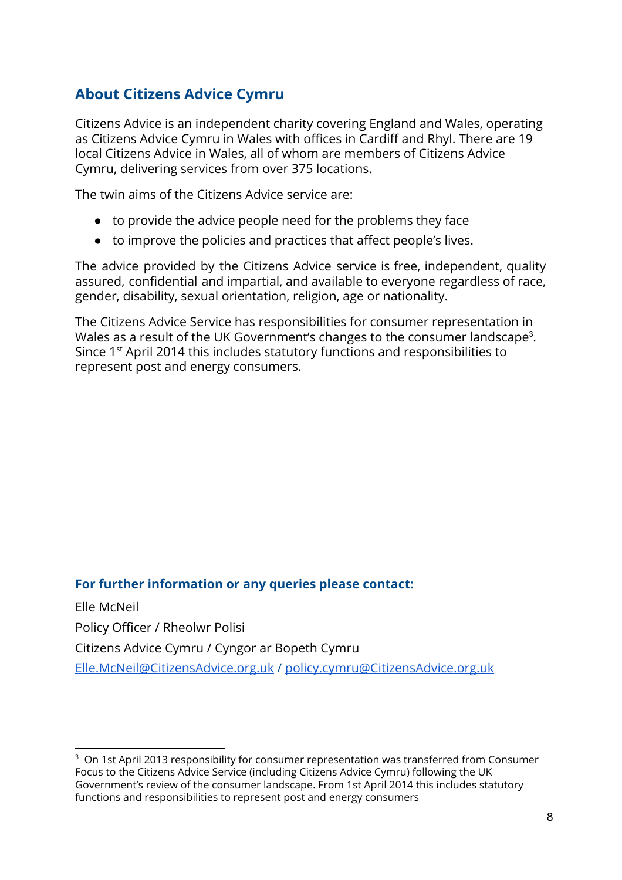## About Citizens Advice Cymru

Citizens Advice is an independent charity covering England and Wales, operating as Citizens Advice Cymru in Wales with offices in Cardiff and Rhyl. There are 19 local Citizens Advice in Wales, all of whom are members of Citizens Advice Cymru, delivering services from over 375 locations.

The twin aims of the Citizens Advice service are:

- to provide the advice people need for the problems they face
- to improve the policies and practices that affect people's lives.

The advice provided by the Citizens Advice service is free, independent, quality assured, confidential and impartial, and available to everyone regardless of race, gender, disability, sexual orientation, religion, age or nationality.

The Citizens Advice Service has responsibilities for consumer representation in Wales as a result of the UK Government's changes to the consumer landscape[3]. Since 1st April 2014 this includes statutory functions and responsibilities to represent post and energy consumers.

### For further information or any queries please contact:

Elle McNeil

Policy Officer / Rheolwr Polisi

Citizens Advice Cymru / Cyngor ar Bopeth Cymru

Elle.McNeil@CitizensAdvice.org.uk / policy.cymru@CitizensAdvice.org.uk

---

[3] On 1st April 2013 responsibility for consumer representation was transferred from Consumer Focus to the Citizens Advice Service (including Citizens Advice Cymru) following the UK Government's review of the consumer landscape. From 1st April 2014 this includes statutory functions and responsibilities to represent post and energy consumers